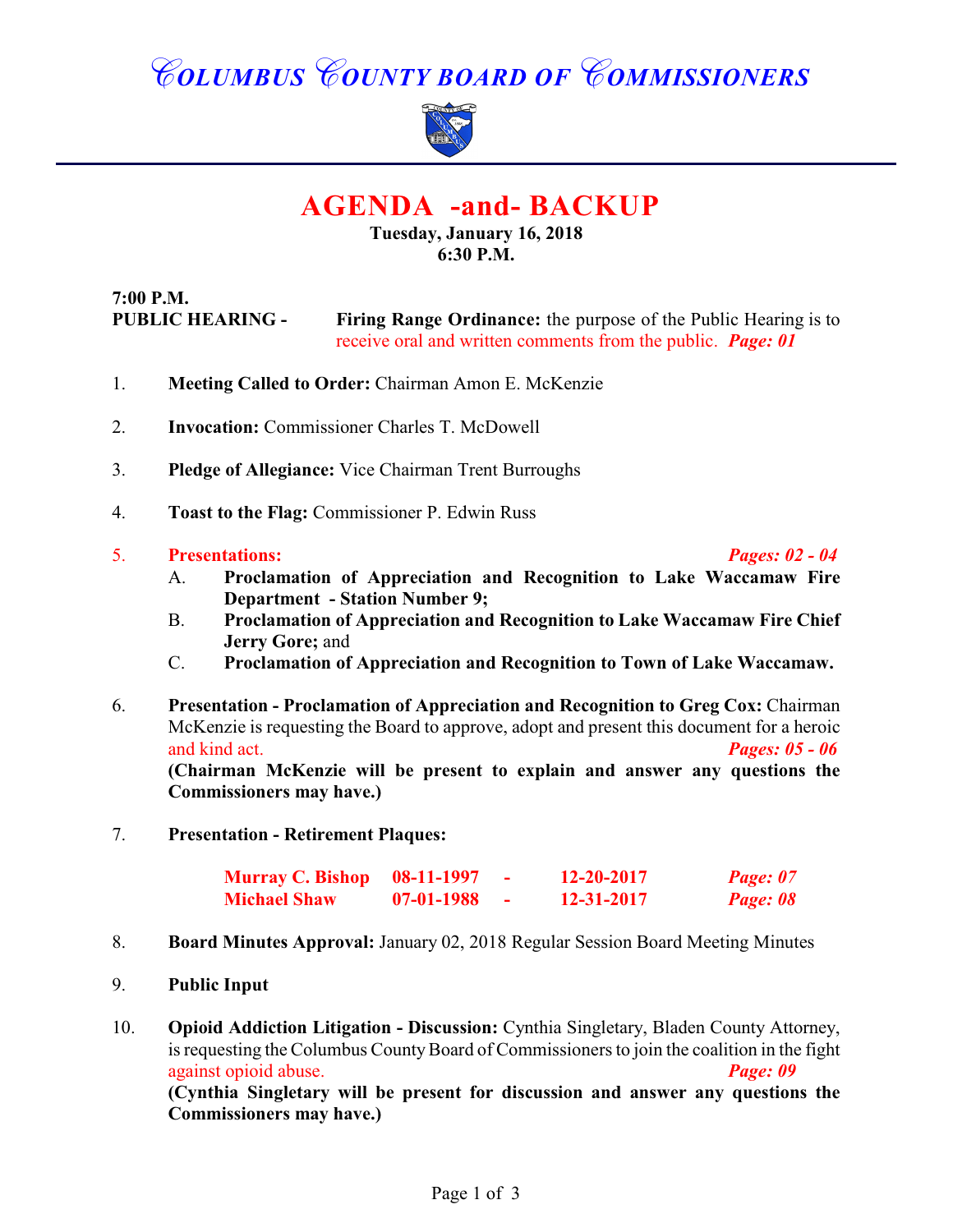# COLUMBUS COUNTY BOARD OF COMMISSIONERS

## AGENDA -and- BACKUP

**Tuesday, January 16, 2018**
**6:30 P.M.**

**7:00 P.M.**
**PUBLIC HEARING -** **Firing Range Ordinance:** the purpose of the Public Hearing is to receive oral and written comments from the public. ***Page: 01***

1. **Meeting Called to Order:** Chairman Amon E. McKenzie

2. **Invocation:** Commissioner Charles T. McDowell

3. **Pledge of Allegiance:** Vice Chairman Trent Burroughs

4. **Toast to the Flag:** Commissioner P. Edwin Russ

5. **Presentations:** ***Pages: 02 - 04***
   - A. **Proclamation of Appreciation and Recognition to Lake Waccamaw Fire Department - Station Number 9;**
   - B. **Proclamation of Appreciation and Recognition to Lake Waccamaw Fire Chief Jerry Gore;** and
   - C. **Proclamation of Appreciation and Recognition to Town of Lake Waccamaw.**

6. **Presentation - Proclamation of Appreciation and Recognition to Greg Cox:** Chairman McKenzie is requesting the Board to approve, adopt and present this document for a heroic and kind act. ***Pages: 05 - 06***
   **(Chairman McKenzie will be present to explain and answer any questions the Commissioners may have.)**

7. **Presentation - Retirement Plaques:**

| | | | | |
|---|---|---|---|---|
| **Murray C. Bishop** | **08-11-1997** | **-** | **12-20-2017** | ***Page: 07*** |
| **Michael Shaw** | **07-01-1988** | **-** | **12-31-2017** | ***Page: 08*** |

8. **Board Minutes Approval:** January 02, 2018 Regular Session Board Meeting Minutes

9. **Public Input**

10. **Opioid Addiction Litigation - Discussion:** Cynthia Singletary, Bladen County Attorney, is requesting the Columbus County Board of Commissioners to join the coalition in the fight against opioid abuse. ***Page: 09***
    **(Cynthia Singletary will be present for discussion and answer any questions the Commissioners may have.)**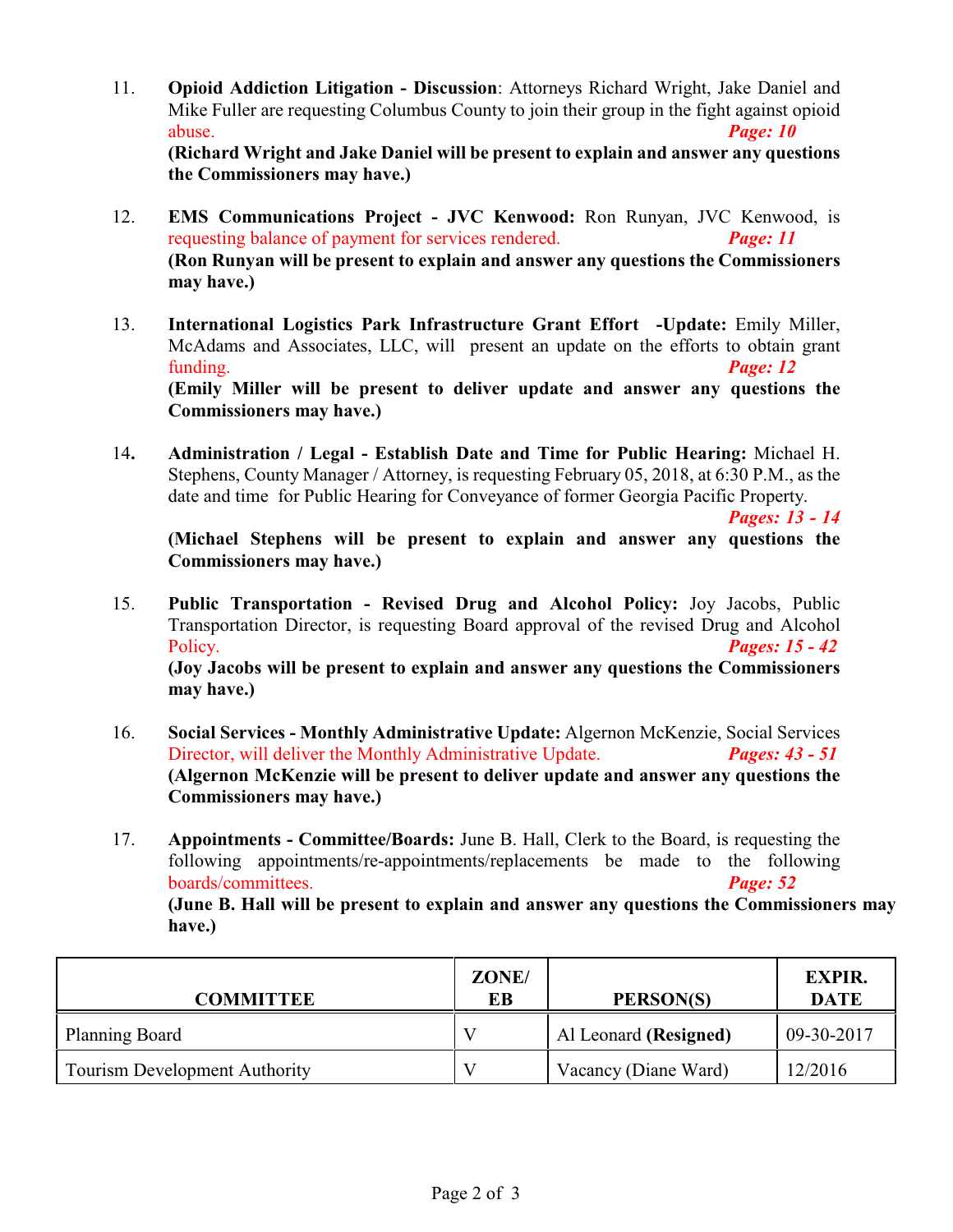11. **Opioid Addiction Litigation - Discussion**: Attorneys Richard Wright, Jake Daniel and Mike Fuller are requesting Columbus County to join their group in the fight against opioid abuse. ***Page: 10***
**(Richard Wright and Jake Daniel will be present to explain and answer any questions the Commissioners may have.)**

12. **EMS Communications Project - JVC Kenwood:** Ron Runyan, JVC Kenwood, is requesting balance of payment for services rendered. ***Page: 11***
**(Ron Runyan will be present to explain and answer any questions the Commissioners may have.)**

13. **International Logistics Park Infrastructure Grant Effort -Update:** Emily Miller, McAdams and Associates, LLC, will present an update on the efforts to obtain grant funding. ***Page: 12***
**(Emily Miller will be present to deliver update and answer any questions the Commissioners may have.)**

14. **Administration / Legal - Establish Date and Time for Public Hearing:** Michael H. Stephens, County Manager / Attorney, is requesting February 05, 2018, at 6:30 P.M., as the date and time for Public Hearing for Conveyance of former Georgia Pacific Property. ***Pages: 13 - 14***
**(Michael Stephens will be present to explain and answer any questions the Commissioners may have.)**

15. **Public Transportation - Revised Drug and Alcohol Policy:** Joy Jacobs, Public Transportation Director, is requesting Board approval of the revised Drug and Alcohol Policy. ***Pages: 15 - 42***
**(Joy Jacobs will be present to explain and answer any questions the Commissioners may have.)**

16. **Social Services - Monthly Administrative Update:** Algernon McKenzie, Social Services Director, will deliver the Monthly Administrative Update. ***Pages: 43 - 51***
**(Algernon McKenzie will be present to deliver update and answer any questions the Commissioners may have.)**

17. **Appointments - Committee/Boards:** June B. Hall, Clerk to the Board, is requesting the following appointments/re-appointments/replacements be made to the following boards/committees. ***Page: 52***
**(June B. Hall will be present to explain and answer any questions the Commissioners may have.)**

| COMMITTEE | ZONE/ EB | PERSON(S) | EXPIR. DATE |
|---|---|---|---|
| Planning Board | V | Al Leonard **(Resigned)** | 09-30-2017 |
| Tourism Development Authority | V | Vacancy (Diane Ward) | 12/2016 |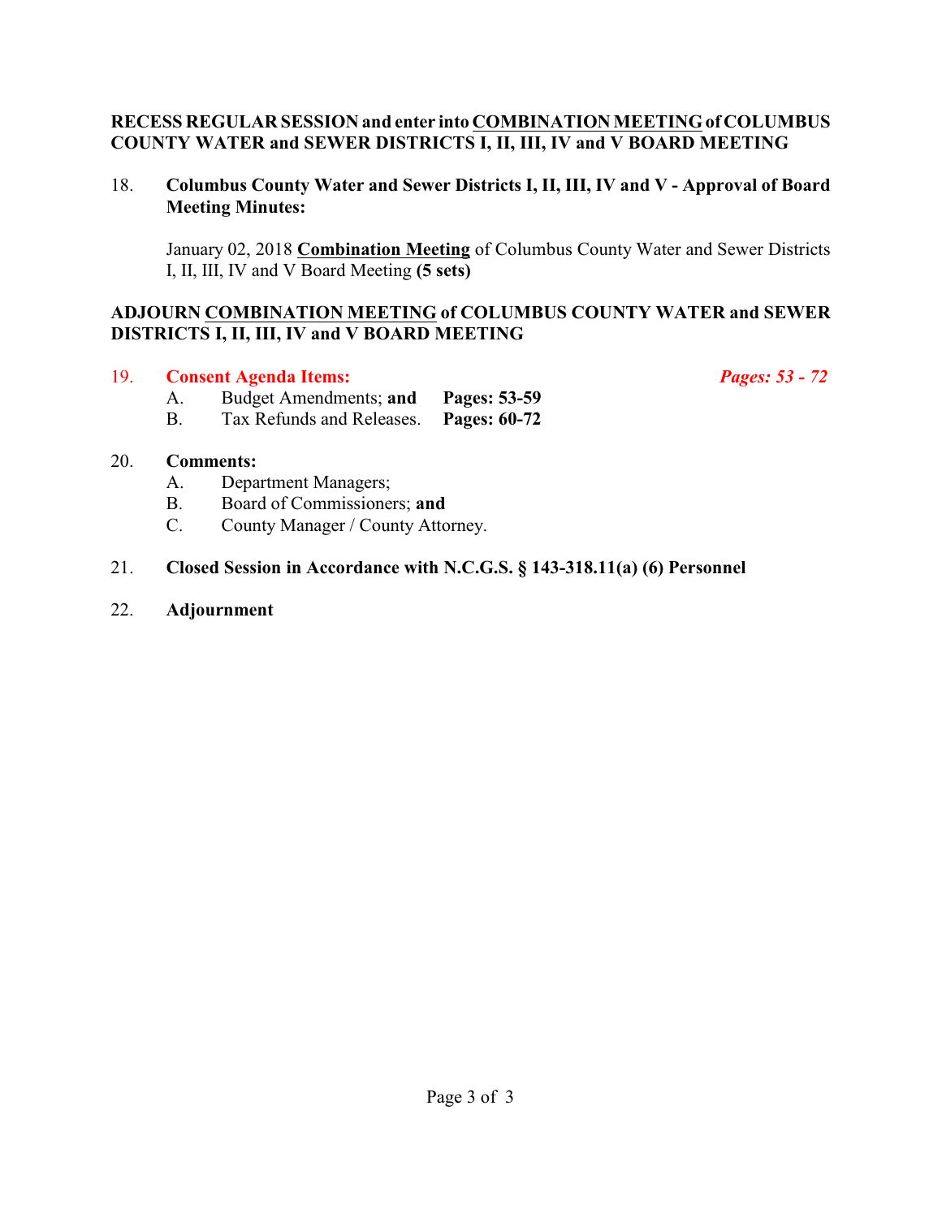**RECESS REGULAR SESSION and enter into COMBINATION MEETING of COLUMBUS COUNTY WATER and SEWER DISTRICTS I, II, III, IV and V BOARD MEETING**

18. **Columbus County Water and Sewer Districts I, II, III, IV and V - Approval of Board Meeting Minutes:**

    January 02, 2018 **Combination Meeting** of Columbus County Water and Sewer Districts I, II, III, IV and V Board Meeting **(5 sets)**

**ADJOURN COMBINATION MEETING of COLUMBUS COUNTY WATER and SEWER DISTRICTS I, II, III, IV and V BOARD MEETING**

19. **Consent Agenda Items:** ***Pages: 53 - 72***
    - A. Budget Amendments; **and** **Pages: 53-59**
    - B. Tax Refunds and Releases. **Pages: 60-72**

20. **Comments:**
    - A. Department Managers;
    - B. Board of Commissioners; **and**
    - C. County Manager / County Attorney.

21. **Closed Session in Accordance with N.C.G.S. § 143-318.11(a) (6) Personnel**

22. **Adjournment**